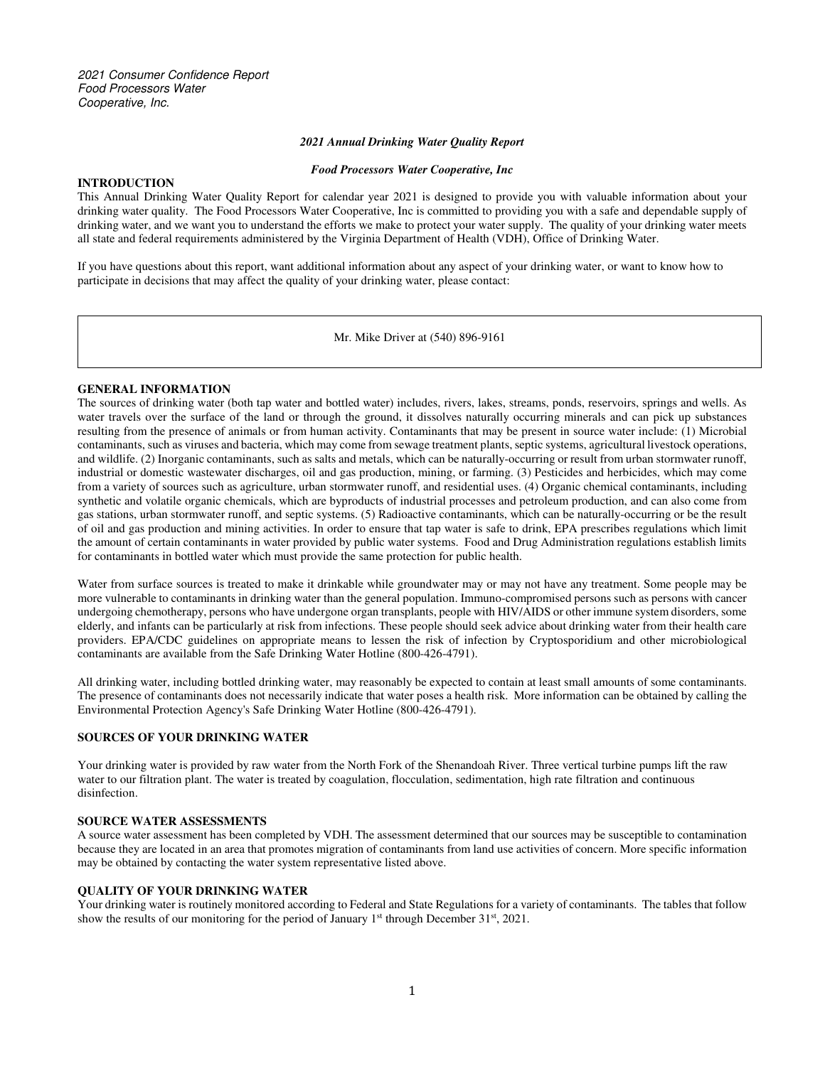*2021 Consumer Confidence Report*
*Food Processors Water*
*Cooperative, Inc.*

***2021 Annual Drinking Water Quality Report***

***Food Processors Water Cooperative, Inc***

## INTRODUCTION

This Annual Drinking Water Quality Report for calendar year 2021 is designed to provide you with valuable information about your drinking water quality. The Food Processors Water Cooperative, Inc is committed to providing you with a safe and dependable supply of drinking water, and we want you to understand the efforts we make to protect your water supply. The quality of your drinking water meets all state and federal requirements administered by the Virginia Department of Health (VDH), Office of Drinking Water.

If you have questions about this report, want additional information about any aspect of your drinking water, or want to know how to participate in decisions that may affect the quality of your drinking water, please contact:

Mr. Mike Driver at (540) 896-9161

## GENERAL INFORMATION

The sources of drinking water (both tap water and bottled water) includes, rivers, lakes, streams, ponds, reservoirs, springs and wells. As water travels over the surface of the land or through the ground, it dissolves naturally occurring minerals and can pick up substances resulting from the presence of animals or from human activity. Contaminants that may be present in source water include: (1) Microbial contaminants, such as viruses and bacteria, which may come from sewage treatment plants, septic systems, agricultural livestock operations, and wildlife. (2) Inorganic contaminants, such as salts and metals, which can be naturally-occurring or result from urban stormwater runoff, industrial or domestic wastewater discharges, oil and gas production, mining, or farming. (3) Pesticides and herbicides, which may come from a variety of sources such as agriculture, urban stormwater runoff, and residential uses. (4) Organic chemical contaminants, including synthetic and volatile organic chemicals, which are byproducts of industrial processes and petroleum production, and can also come from gas stations, urban stormwater runoff, and septic systems. (5) Radioactive contaminants, which can be naturally-occurring or be the result of oil and gas production and mining activities. In order to ensure that tap water is safe to drink, EPA prescribes regulations which limit the amount of certain contaminants in water provided by public water systems. Food and Drug Administration regulations establish limits for contaminants in bottled water which must provide the same protection for public health.

Water from surface sources is treated to make it drinkable while groundwater may or may not have any treatment. Some people may be more vulnerable to contaminants in drinking water than the general population. Immuno-compromised persons such as persons with cancer undergoing chemotherapy, persons who have undergone organ transplants, people with HIV/AIDS or other immune system disorders, some elderly, and infants can be particularly at risk from infections. These people should seek advice about drinking water from their health care providers. EPA/CDC guidelines on appropriate means to lessen the risk of infection by Cryptosporidium and other microbiological contaminants are available from the Safe Drinking Water Hotline (800-426-4791).

All drinking water, including bottled drinking water, may reasonably be expected to contain at least small amounts of some contaminants. The presence of contaminants does not necessarily indicate that water poses a health risk. More information can be obtained by calling the Environmental Protection Agency's Safe Drinking Water Hotline (800-426-4791).

## SOURCES OF YOUR DRINKING WATER

Your drinking water is provided by raw water from the North Fork of the Shenandoah River. Three vertical turbine pumps lift the raw water to our filtration plant. The water is treated by coagulation, flocculation, sedimentation, high rate filtration and continuous disinfection.

## SOURCE WATER ASSESSMENTS

A source water assessment has been completed by VDH. The assessment determined that our sources may be susceptible to contamination because they are located in an area that promotes migration of contaminants from land use activities of concern. More specific information may be obtained by contacting the water system representative listed above.

## QUALITY OF YOUR DRINKING WATER

Your drinking water is routinely monitored according to Federal and State Regulations for a variety of contaminants. The tables that follow show the results of our monitoring for the period of January 1st through December 31st, 2021.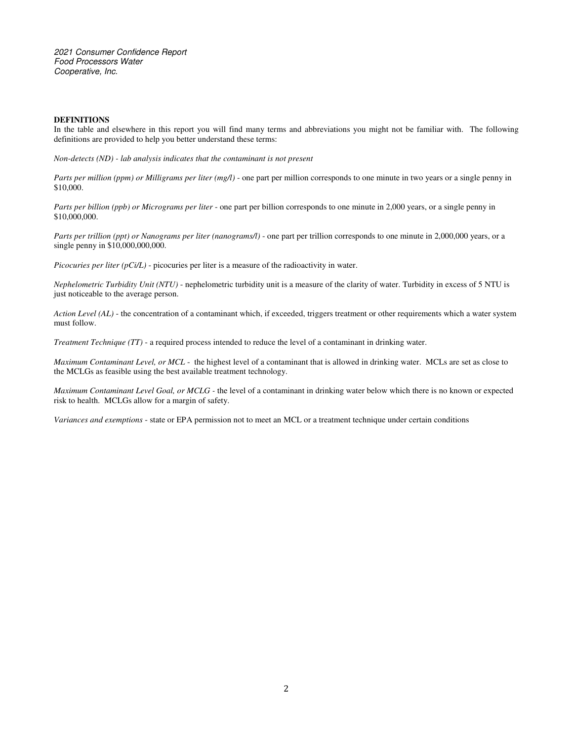## DEFINITIONS

In the table and elsewhere in this report you will find many terms and abbreviations you might not be familiar with. The following definitions are provided to help you better understand these terms:

*Non-detects (ND) - lab analysis indicates that the contaminant is not present*

*Parts per million (ppm) or Milligrams per liter (mg/l)* - one part per million corresponds to one minute in two years or a single penny in $10,000.

*Parts per billion (ppb) or Micrograms per liter* - one part per billion corresponds to one minute in 2,000 years, or a single penny in $10,000,000.

*Parts per trillion (ppt) or Nanograms per liter (nanograms/l)* - one part per trillion corresponds to one minute in 2,000,000 years, or a single penny in $10,000,000,000.

*Picocuries per liter (pCi/L)* - picocuries per liter is a measure of the radioactivity in water.

*Nephelometric Turbidity Unit (NTU)* - nephelometric turbidity unit is a measure of the clarity of water. Turbidity in excess of 5 NTU is just noticeable to the average person.

*Action Level (AL)* - the concentration of a contaminant which, if exceeded, triggers treatment or other requirements which a water system must follow.

*Treatment Technique (TT)* - a required process intended to reduce the level of a contaminant in drinking water.

*Maximum Contaminant Level, or MCL* - the highest level of a contaminant that is allowed in drinking water. MCLs are set as close to the MCLGs as feasible using the best available treatment technology.

*Maximum Contaminant Level Goal, or MCLG* - the level of a contaminant in drinking water below which there is no known or expected risk to health. MCLGs allow for a margin of safety.

*Variances and exemptions* - state or EPA permission not to meet an MCL or a treatment technique under certain conditions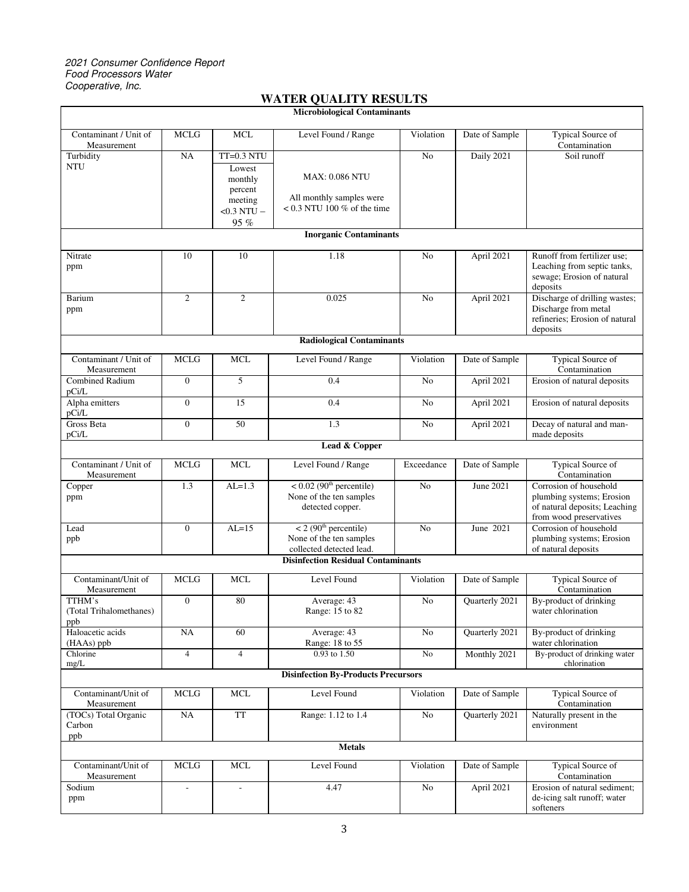*2021 Consumer Confidence Report*
*Food Processors Water Cooperative, Inc.*

## WATER QUALITY RESULTS

| Microbiological Contaminants | | | | | | |
|---|---|---|---|---|---|---|
| Contaminant / Unit of Measurement | MCLG | MCL | Level Found / Range | Violation | Date of Sample | Typical Source of Contamination |
| Turbidity NTU | NA | TT=0.3 NTU<br>Lowest monthly percent meeting <0.3 NTU – 95 % | MAX: 0.086 NTU<br>All monthly samples were < 0.3 NTU 100 % of the time | No | Daily 2021 | Soil runoff |
| **Inorganic Contaminants** | | | | | | |
| Nitrate ppm | 10 | 10 | 1.18 | No | April 2021 | Runoff from fertilizer use; Leaching from septic tanks, sewage; Erosion of natural deposits |
| Barium ppm | 2 | 2 | 0.025 | No | April 2021 | Discharge of drilling wastes; Discharge from metal refineries; Erosion of natural deposits |
| **Radiological Contaminants** | | | | | | |
| Contaminant / Unit of Measurement | MCLG | MCL | Level Found / Range | Violation | Date of Sample | Typical Source of Contamination |
| Combined Radium pCi/L | 0 | 5 | 0.4 | No | April 2021 | Erosion of natural deposits |
| Alpha emitters pCi/L | 0 | 15 | 0.4 | No | April 2021 | Erosion of natural deposits |
| Gross Beta pCi/L | 0 | 50 | 1.3 | No | April 2021 | Decay of natural and man-made deposits |
| **Lead & Copper** | | | | | | |
| Contaminant / Unit of Measurement | MCLG | MCL | Level Found / Range | Exceedance | Date of Sample | Typical Source of Contamination |
| Copper ppm | 1.3 | AL=1.3 | < 0.02 ($90^{th}$ percentile)<br>None of the ten samples detected copper. | No | June 2021 | Corrosion of household plumbing systems; Erosion of natural deposits; Leaching from wood preservatives |
| Lead ppb | 0 | AL=15 | < 2 ($90^{th}$ percentile)<br>None of the ten samples collected detected lead. | No | June 2021 | Corrosion of household plumbing systems; Erosion of natural deposits |
| **Disinfection Residual Contaminants** | | | | | | |
| Contaminant/Unit of Measurement | MCLG | MCL | Level Found | Violation | Date of Sample | Typical Source of Contamination |
| TTHM's (Total Trihalomethanes) ppb | 0 | 80 | Average: 43<br>Range: 15 to 82 | No | Quarterly 2021 | By-product of drinking water chlorination |
| Haloacetic acids (HAAs) ppb | NA | 60 | Average: 43<br>Range: 18 to 55 | No | Quarterly 2021 | By-product of drinking water chlorination |
| Chlorine mg/L | 4 | 4 | 0.93 to 1.50 | No | Monthly 2021 | By-product of drinking water chlorination |
| **Disinfection By-Products Precursors** | | | | | | |
| Contaminant/Unit of Measurement | MCLG | MCL | Level Found | Violation | Date of Sample | Typical Source of Contamination |
| (TOCs) Total Organic Carbon ppb | NA | TT | Range: 1.12 to 1.4 | No | Quarterly 2021 | Naturally present in the environment |
| **Metals** | | | | | | |
| Contaminant/Unit of Measurement | MCLG | MCL | Level Found | Violation | Date of Sample | Typical Source of Contamination |
| Sodium ppm | - | - | 4.47 | No | April 2021 | Erosion of natural sediment; de-icing salt runoff; water softeners |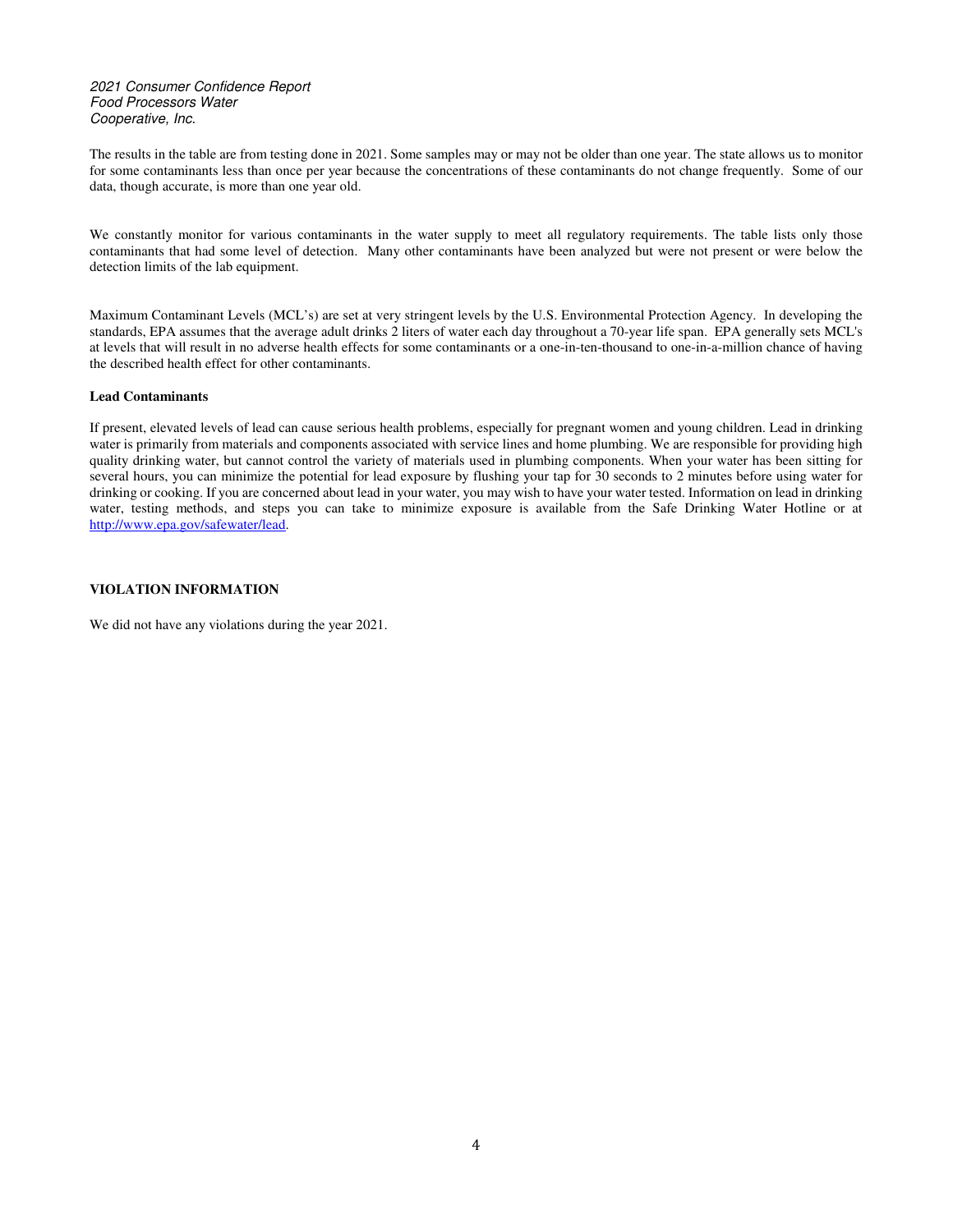The results in the table are from testing done in 2021. Some samples may or may not be older than one year. The state allows us to monitor for some contaminants less than once per year because the concentrations of these contaminants do not change frequently. Some of our data, though accurate, is more than one year old.

We constantly monitor for various contaminants in the water supply to meet all regulatory requirements. The table lists only those contaminants that had some level of detection. Many other contaminants have been analyzed but were not present or were below the detection limits of the lab equipment.

Maximum Contaminant Levels (MCL's) are set at very stringent levels by the U.S. Environmental Protection Agency. In developing the standards, EPA assumes that the average adult drinks 2 liters of water each day throughout a 70-year life span. EPA generally sets MCL's at levels that will result in no adverse health effects for some contaminants or a one-in-ten-thousand to one-in-a-million chance of having the described health effect for other contaminants.

**Lead Contaminants**

If present, elevated levels of lead can cause serious health problems, especially for pregnant women and young children. Lead in drinking water is primarily from materials and components associated with service lines and home plumbing. We are responsible for providing high quality drinking water, but cannot control the variety of materials used in plumbing components. When your water has been sitting for several hours, you can minimize the potential for lead exposure by flushing your tap for 30 seconds to 2 minutes before using water for drinking or cooking. If you are concerned about lead in your water, you may wish to have your water tested. Information on lead in drinking water, testing methods, and steps you can take to minimize exposure is available from the Safe Drinking Water Hotline or at [http://www.epa.gov/safewater/lead](http://www.epa.gov/safewater/lead).

**VIOLATION INFORMATION**

We did not have any violations during the year 2021.